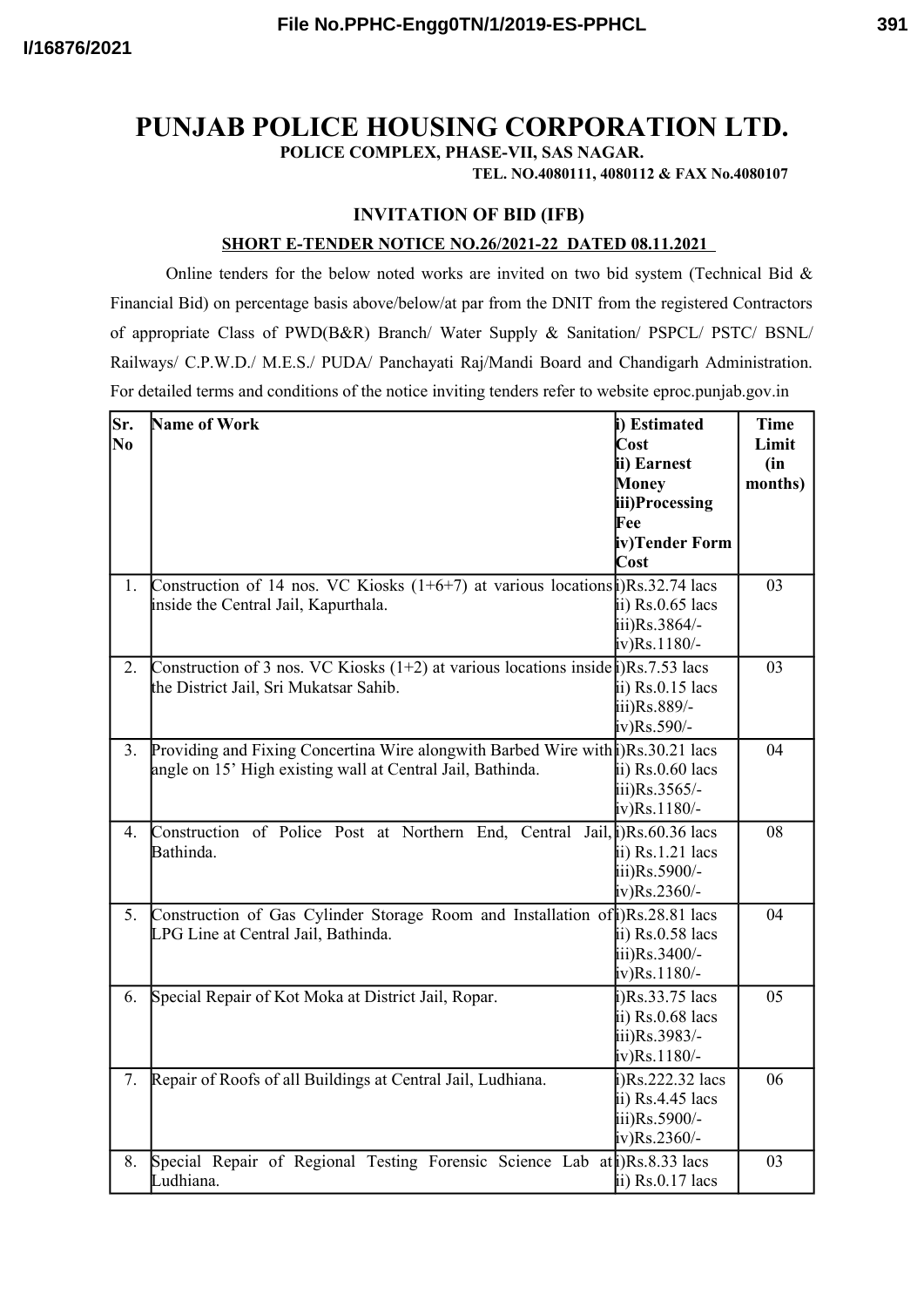# PUNJAB POLICE HOUSING CORPORATION LTD.

**POLICE COMPLEX, PHASE-VII, SAS NAGAR.**

**TEL. NO.4080111, 4080112 & FAX No.4080107**

## INVITATION OF BID (IFB)

**SHORT E-TENDER NOTICE NO.26/2021-22 DATED 08.11.2021**

Online tenders for the below noted works are invited on two bid system (Technical Bid & Financial Bid) on percentage basis above/below/at par from the DNIT from the registered Contractors of appropriate Class of PWD(B&R) Branch/ Water Supply & Sanitation/ PSPCL/ PSTC/ BSNL/ Railways/ C.P.W.D./ M.E.S./ PUDA/ Panchayati Raj/Mandi Board and Chandigarh Administration. For detailed terms and conditions of the notice inviting tenders refer to website eproc.punjab.gov.in

| Sr. No | Name of Work | i) Estimated Cost<br>ii) Earnest Money<br>iii)Processing Fee<br>iv)Tender Form Cost | Time Limit (in months) |
|---|---|---|---|
| 1. | Construction of 14 nos. VC Kiosks (1+6+7) at various locations inside the Central Jail, Kapurthala. | i)Rs.32.74 lacs<br>ii) Rs.0.65 lacs<br>iii)Rs.3864/-<br>iv)Rs.1180/- | 03 |
| 2. | Construction of 3 nos. VC Kiosks (1+2) at various locations inside the District Jail, Sri Mukatsar Sahib. | i)Rs.7.53 lacs<br>ii) Rs.0.15 lacs<br>iii)Rs.889/-<br>iv)Rs.590/- | 03 |
| 3. | Providing and Fixing Concertina Wire alongwith Barbed Wire with angle on 15' High existing wall at Central Jail, Bathinda. | i)Rs.30.21 lacs<br>ii) Rs.0.60 lacs<br>iii)Rs.3565/-<br>iv)Rs.1180/- | 04 |
| 4. | Construction of Police Post at Northern End, Central Jail, Bathinda. | i)Rs.60.36 lacs<br>ii) Rs.1.21 lacs<br>iii)Rs.5900/-<br>iv)Rs.2360/- | 08 |
| 5. | Construction of Gas Cylinder Storage Room and Installation of LPG Line at Central Jail, Bathinda. | i)Rs.28.81 lacs<br>ii) Rs.0.58 lacs<br>iii)Rs.3400/-<br>iv)Rs.1180/- | 04 |
| 6. | Special Repair of Kot Moka at District Jail, Ropar. | i)Rs.33.75 lacs<br>ii) Rs.0.68 lacs<br>iii)Rs.3983/-<br>iv)Rs.1180/- | 05 |
| 7. | Repair of Roofs of all Buildings at Central Jail, Ludhiana. | i)Rs.222.32 lacs<br>ii) Rs.4.45 lacs<br>iii)Rs.5900/-<br>iv)Rs.2360/- | 06 |
| 8. | Special Repair of Regional Testing Forensic Science Lab at Ludhiana. | i)Rs.8.33 lacs<br>ii) Rs.0.17 lacs | 03 |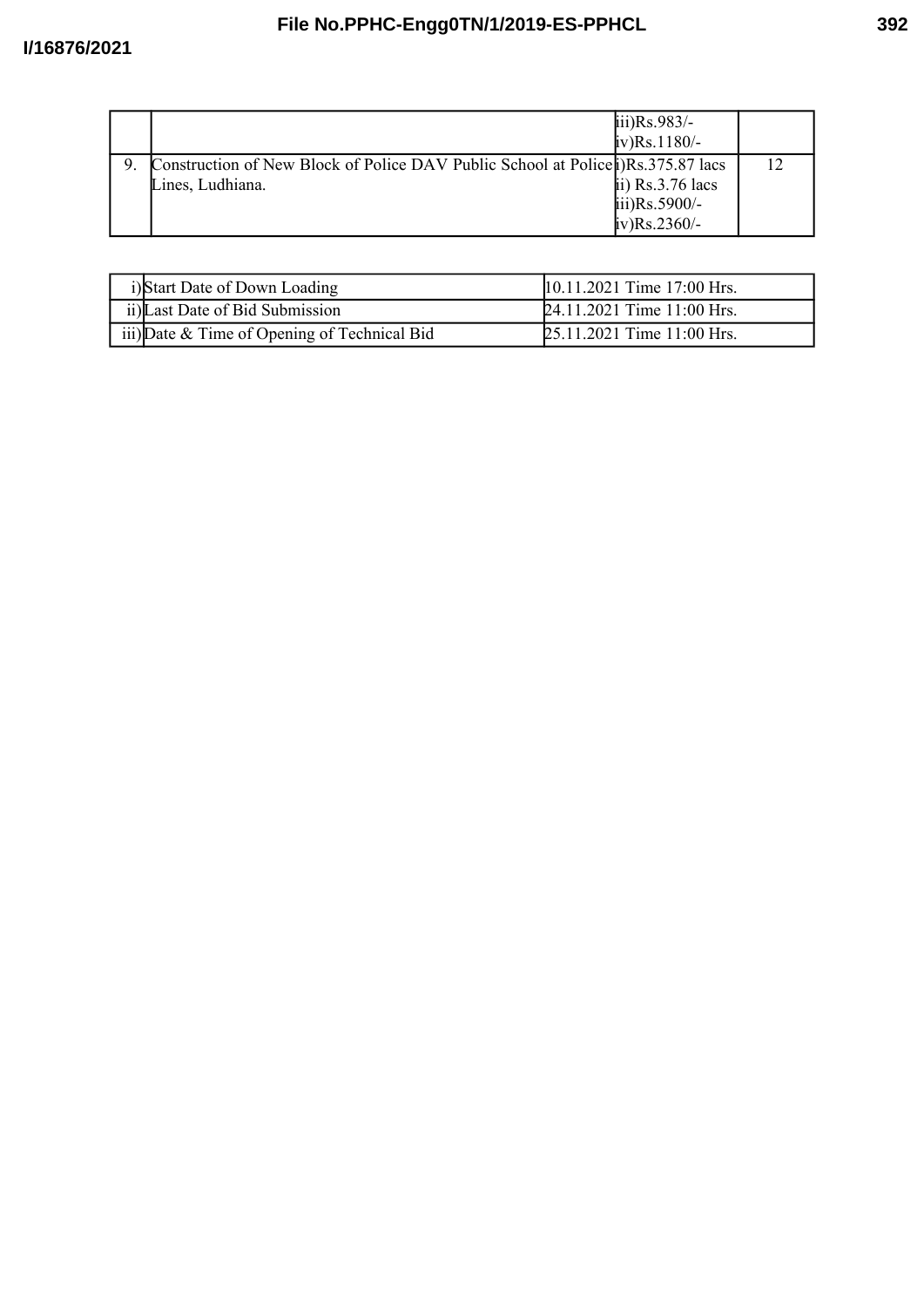| | | | |
|---|---|---|---|
| | | iii)Rs.983/-<br>iv)Rs.1180/- | |
| 9. | Construction of New Block of Police DAV Public School at Police Lines, Ludhiana. | i)Rs.375.87 lacs<br>ii) Rs.3.76 lacs<br>iii)Rs.5900/-<br>iv)Rs.2360/- | 12 |

| | | |
|---|---|---|
| i) | Start Date of Down Loading | 10.11.2021 Time 17:00 Hrs. |
| ii) | Last Date of Bid Submission | 24.11.2021 Time 11:00 Hrs. |
| iii) | Date & Time of Opening of Technical Bid | 25.11.2021 Time 11:00 Hrs. |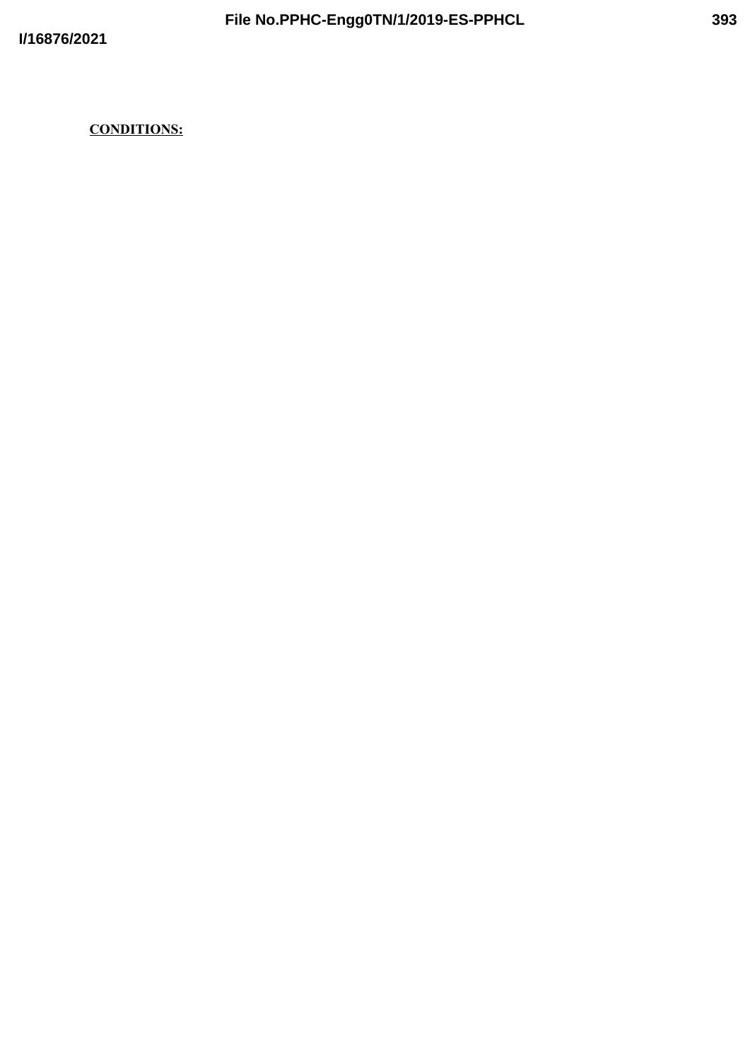**CONDITIONS:**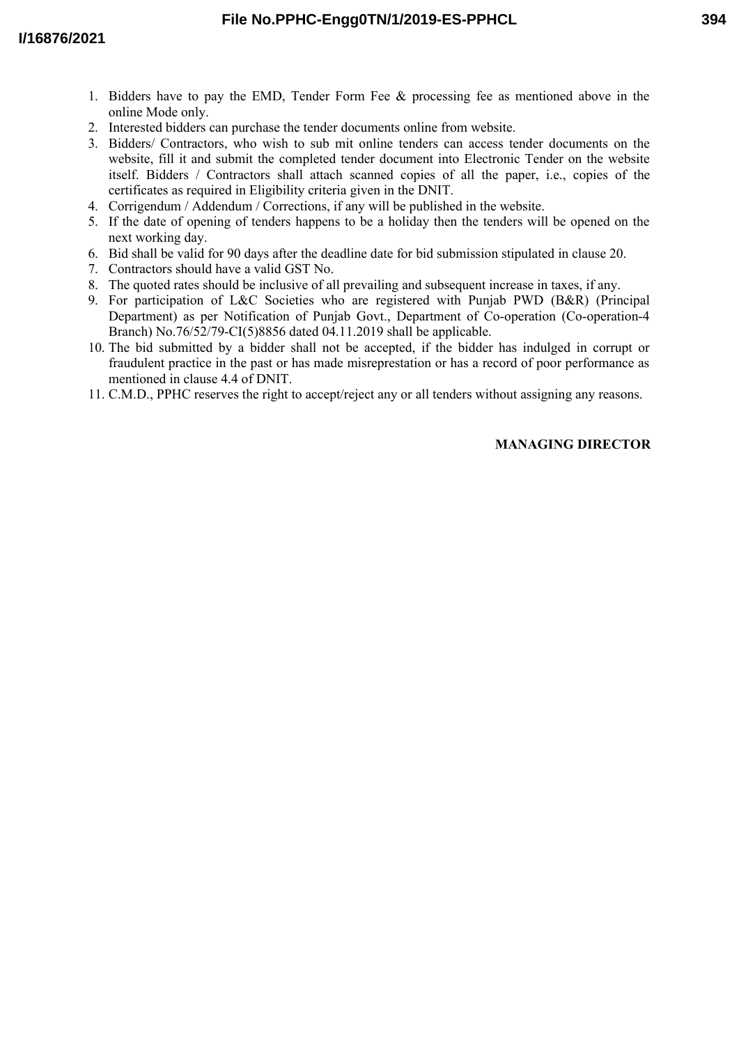1. Bidders have to pay the EMD, Tender Form Fee & processing fee as mentioned above in the online Mode only.
2. Interested bidders can purchase the tender documents online from website.
3. Bidders/ Contractors, who wish to sub mit online tenders can access tender documents on the website, fill it and submit the completed tender document into Electronic Tender on the website itself. Bidders / Contractors shall attach scanned copies of all the paper, i.e., copies of the certificates as required in Eligibility criteria given in the DNIT.
4. Corrigendum / Addendum / Corrections, if any will be published in the website.
5. If the date of opening of tenders happens to be a holiday then the tenders will be opened on the next working day.
6. Bid shall be valid for 90 days after the deadline date for bid submission stipulated in clause 20.
7. Contractors should have a valid GST No.
8. The quoted rates should be inclusive of all prevailing and subsequent increase in taxes, if any.
9. For participation of L&C Societies who are registered with Punjab PWD (B&R) (Principal Department) as per Notification of Punjab Govt., Department of Co-operation (Co-operation-4 Branch) No.76/52/79-CI(5)8856 dated 04.11.2019 shall be applicable.
10. The bid submitted by a bidder shall not be accepted, if the bidder has indulged in corrupt or fraudulent practice in the past or has made misreprestation or has a record of poor performance as mentioned in clause 4.4 of DNIT.
11. C.M.D., PPHC reserves the right to accept/reject any or all tenders without assigning any reasons.

**MANAGING DIRECTOR**